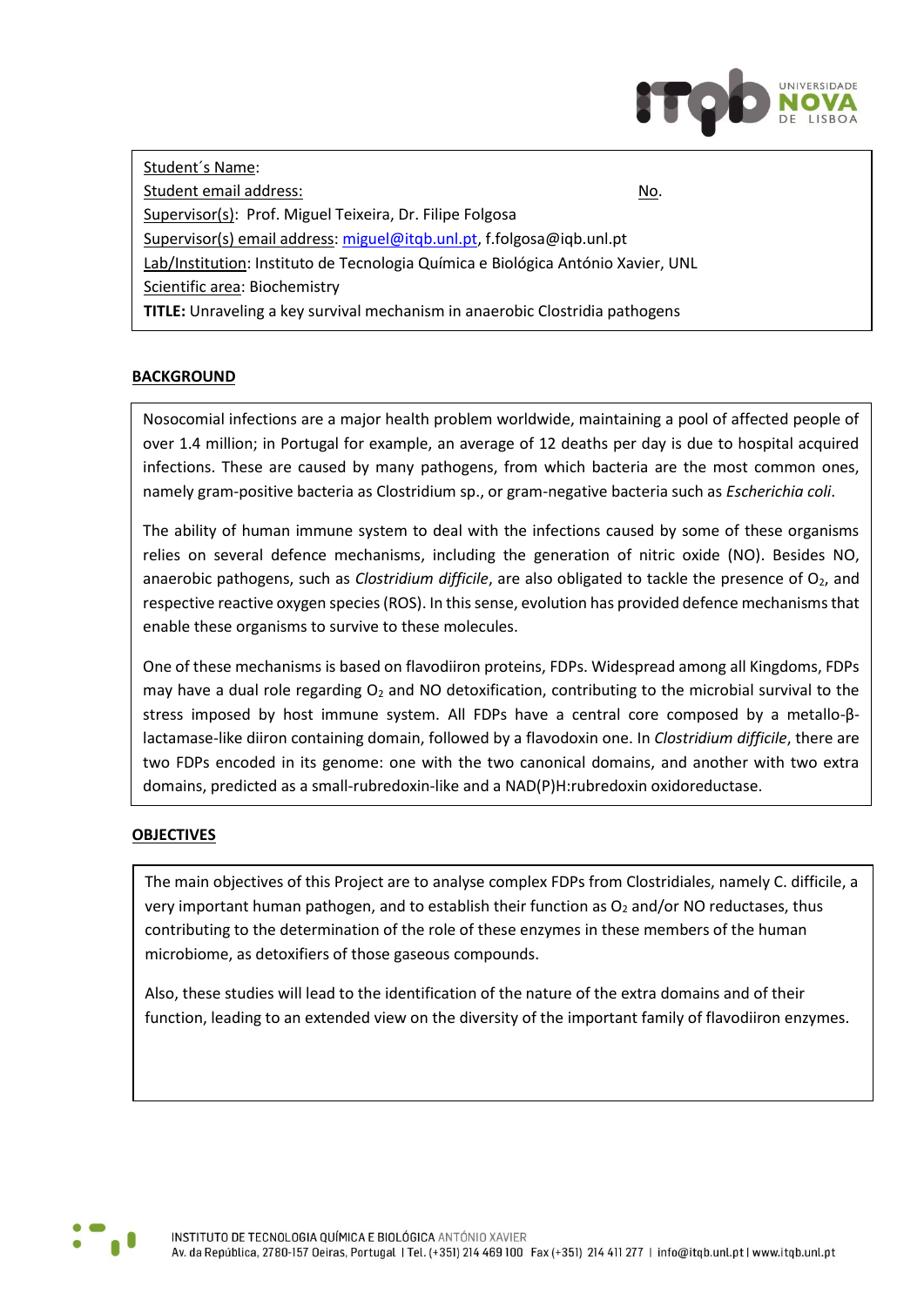Student´s Name:

Student email address: No.

Supervisor(s): Prof. Miguel Teixeira, Dr. Filipe Folgosa

Supervisor(s) email address: miguel@itqb.unl.pt, f.folgosa@iqb.unl.pt

Lab/Institution: Instituto de Tecnologia Química e Biológica António Xavier, UNL

Scientific area: Biochemistry

**TITLE:** Unraveling a key survival mechanism in anaerobic Clostridia pathogens

## BACKGROUND

Nosocomial infections are a major health problem worldwide, maintaining a pool of affected people of over 1.4 million; in Portugal for example, an average of 12 deaths per day is due to hospital acquired infections. These are caused by many pathogens, from which bacteria are the most common ones, namely gram-positive bacteria as Clostridium sp., or gram-negative bacteria such as *Escherichia coli*.

The ability of human immune system to deal with the infections caused by some of these organisms relies on several defence mechanisms, including the generation of nitric oxide (NO). Besides NO, anaerobic pathogens, such as *Clostridium difficile*, are also obligated to tackle the presence of $O_2$, and respective reactive oxygen species (ROS). In this sense, evolution has provided defence mechanisms that enable these organisms to survive to these molecules.

One of these mechanisms is based on flavodiiron proteins, FDPs. Widespread among all Kingdoms, FDPs may have a dual role regarding $O_2$ and NO detoxification, contributing to the microbial survival to the stress imposed by host immune system. All FDPs have a central core composed by a metallo-β-lactamase-like diiron containing domain, followed by a flavodoxin one. In *Clostridium difficile*, there are two FDPs encoded in its genome: one with the two canonical domains, and another with two extra domains, predicted as a small-rubredoxin-like and a NAD(P)H:rubredoxin oxidoreductase.

## OBJECTIVES

The main objectives of this Project are to analyse complex FDPs from Clostridiales, namely C. difficile, a very important human pathogen, and to establish their function as $O_2$ and/or NO reductases, thus contributing to the determination of the role of these enzymes in these members of the human microbiome, as detoxifiers of those gaseous compounds.

Also, these studies will lead to the identification of the nature of the extra domains and of their function, leading to an extended view on the diversity of the important family of flavodiiron enzymes.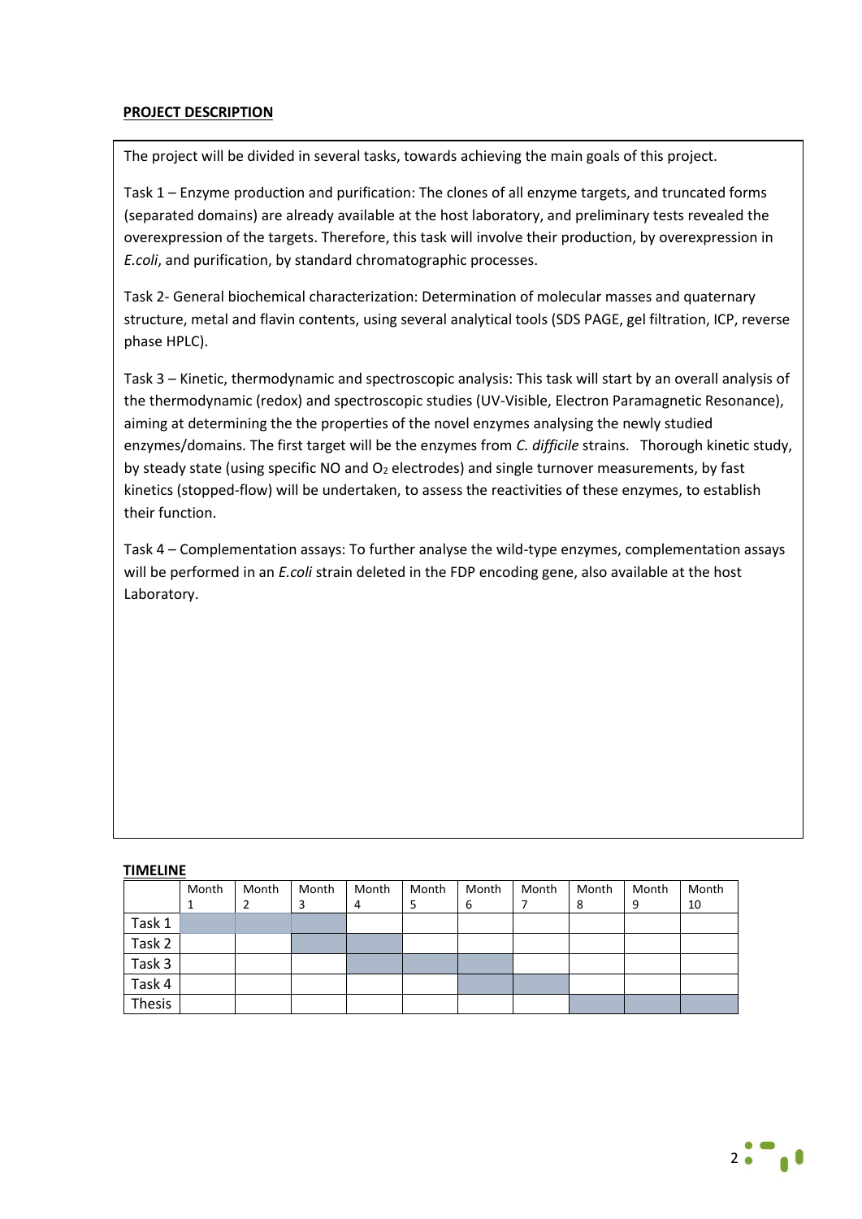**PROJECT DESCRIPTION**

The project will be divided in several tasks, towards achieving the main goals of this project.

Task 1 – Enzyme production and purification: The clones of all enzyme targets, and truncated forms (separated domains) are already available at the host laboratory, and preliminary tests revealed the overexpression of the targets. Therefore, this task will involve their production, by overexpression in *E.coli*, and purification, by standard chromatographic processes.

Task 2- General biochemical characterization: Determination of molecular masses and quaternary structure, metal and flavin contents, using several analytical tools (SDS PAGE, gel filtration, ICP, reverse phase HPLC).

Task 3 – Kinetic, thermodynamic and spectroscopic analysis: This task will start by an overall analysis of the thermodynamic (redox) and spectroscopic studies (UV-Visible, Electron Paramagnetic Resonance), aiming at determining the the properties of the novel enzymes analysing the newly studied enzymes/domains. The first target will be the enzymes from *C. difficile* strains. Thorough kinetic study, by steady state (using specific NO and $O_2$ electrodes) and single turnover measurements, by fast kinetics (stopped-flow) will be undertaken, to assess the reactivities of these enzymes, to establish their function.

Task 4 – Complementation assays: To further analyse the wild-type enzymes, complementation assays will be performed in an *E.coli* strain deleted in the FDP encoding gene, also available at the host Laboratory.

**TIMELINE**

| | Month 1 | Month 2 | Month 3 | Month 4 | Month 5 | Month 6 | Month 7 | Month 8 | Month 9 | Month 10 |
|---|---|---|---|---|---|---|---|---|---|---|
| Task 1 | ■ | ■ | ■ | | | | | | | |
| Task 2 | | | ■ | ■ | | | | | | |
| Task 3 | | | | ■ | ■ | ■ | | | | |
| Task 4 | | | | | | ■ | ■ | | | |
| Thesis | | | | | | | | ■ | ■ | ■ |